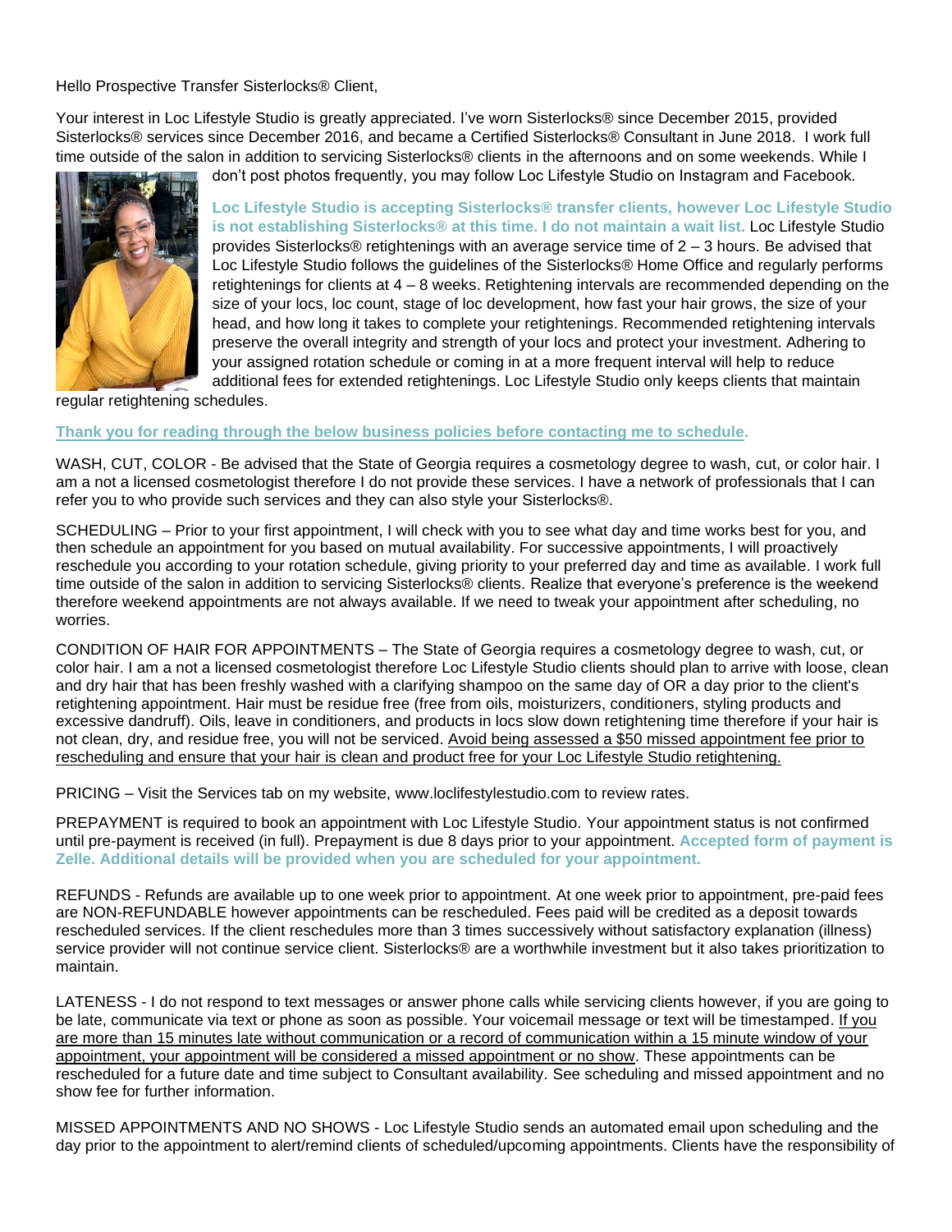Hello Prospective Transfer Sisterlocks® Client,

Your interest in Loc Lifestyle Studio is greatly appreciated. I've worn Sisterlocks® since December 2015, provided Sisterlocks® services since December 2016, and became a Certified Sisterlocks® Consultant in June 2018. I work full time outside of the salon in addition to servicing Sisterlocks® clients in the afternoons and on some weekends. While I don't post photos frequently, you may follow Loc Lifestyle Studio on Instagram and Facebook.

**Loc Lifestyle Studio is accepting Sisterlocks® transfer clients, however Loc Lifestyle Studio is not establishing Sisterlocks® at this time. I do not maintain a wait list.** Loc Lifestyle Studio provides Sisterlocks® retightenings with an average service time of 2 – 3 hours. Be advised that Loc Lifestyle Studio follows the guidelines of the Sisterlocks® Home Office and regularly performs retightenings for clients at 4 – 8 weeks. Retightening intervals are recommended depending on the size of your locs, loc count, stage of loc development, how fast your hair grows, the size of your head, and how long it takes to complete your retightenings. Recommended retightening intervals preserve the overall integrity and strength of your locs and protect your investment. Adhering to your assigned rotation schedule or coming in at a more frequent interval will help to reduce additional fees for extended retightenings. Loc Lifestyle Studio only keeps clients that maintain regular retightening schedules.

**Thank you for reading through the below business policies before contacting me to schedule.**

WASH, CUT, COLOR - Be advised that the State of Georgia requires a cosmetology degree to wash, cut, or color hair. I am a not a licensed cosmetologist therefore I do not provide these services. I have a network of professionals that I can refer you to who provide such services and they can also style your Sisterlocks®.

SCHEDULING – Prior to your first appointment, I will check with you to see what day and time works best for you, and then schedule an appointment for you based on mutual availability. For successive appointments, I will proactively reschedule you according to your rotation schedule, giving priority to your preferred day and time as available. I work full time outside of the salon in addition to servicing Sisterlocks® clients. Realize that everyone's preference is the weekend therefore weekend appointments are not always available. If we need to tweak your appointment after scheduling, no worries.

CONDITION OF HAIR FOR APPOINTMENTS – The State of Georgia requires a cosmetology degree to wash, cut, or color hair. I am a not a licensed cosmetologist therefore Loc Lifestyle Studio clients should plan to arrive with loose, clean and dry hair that has been freshly washed with a clarifying shampoo on the same day of OR a day prior to the client's retightening appointment. Hair must be residue free (free from oils, moisturizers, conditioners, styling products and excessive dandruff). Oils, leave in conditioners, and products in locs slow down retightening time therefore if your hair is not clean, dry, and residue free, you will not be serviced. Avoid being assessed a $50 missed appointment fee prior to rescheduling and ensure that your hair is clean and product free for your Loc Lifestyle Studio retightening.

PRICING – Visit the Services tab on my website, www.loclifestylestudio.com to review rates.

PREPAYMENT is required to book an appointment with Loc Lifestyle Studio. Your appointment status is not confirmed until pre-payment is received (in full). Prepayment is due 8 days prior to your appointment. **Accepted form of payment is Zelle. Additional details will be provided when you are scheduled for your appointment.**

REFUNDS - Refunds are available up to one week prior to appointment. At one week prior to appointment, pre-paid fees are NON-REFUNDABLE however appointments can be rescheduled. Fees paid will be credited as a deposit towards rescheduled services. If the client reschedules more than 3 times successively without satisfactory explanation (illness) service provider will not continue service client. Sisterlocks® are a worthwhile investment but it also takes prioritization to maintain.

LATENESS - I do not respond to text messages or answer phone calls while servicing clients however, if you are going to be late, communicate via text or phone as soon as possible. Your voicemail message or text will be timestamped. If you are more than 15 minutes late without communication or a record of communication within a 15 minute window of your appointment, your appointment will be considered a missed appointment or no show. These appointments can be rescheduled for a future date and time subject to Consultant availability. See scheduling and missed appointment and no show fee for further information.

MISSED APPOINTMENTS AND NO SHOWS - Loc Lifestyle Studio sends an automated email upon scheduling and the day prior to the appointment to alert/remind clients of scheduled/upcoming appointments. Clients have the responsibility of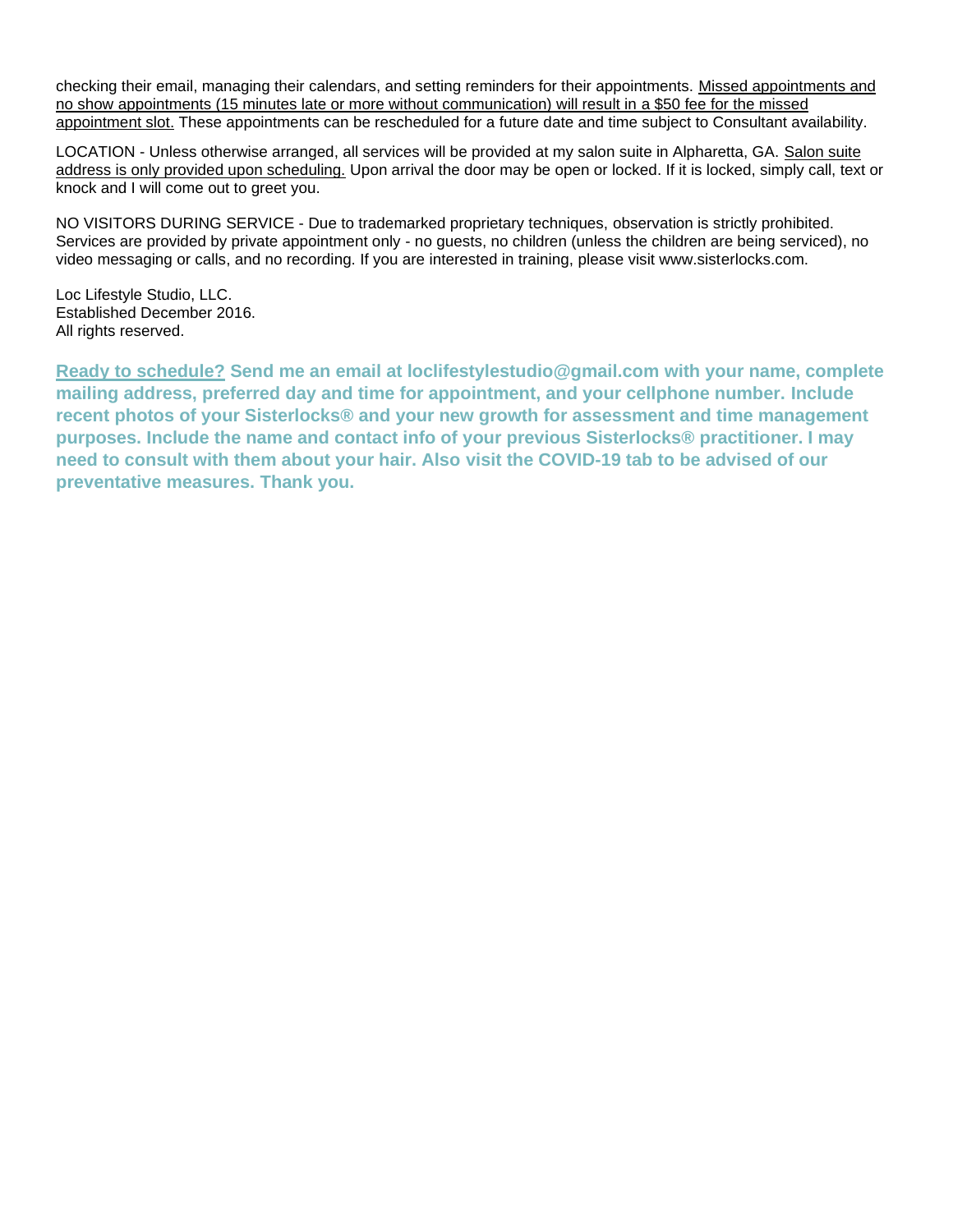checking their email, managing their calendars, and setting reminders for their appointments. Missed appointments and no show appointments (15 minutes late or more without communication) will result in a $50 fee for the missed appointment slot. These appointments can be rescheduled for a future date and time subject to Consultant availability.

LOCATION - Unless otherwise arranged, all services will be provided at my salon suite in Alpharetta, GA. Salon suite address is only provided upon scheduling. Upon arrival the door may be open or locked. If it is locked, simply call, text or knock and I will come out to greet you.

NO VISITORS DURING SERVICE - Due to trademarked proprietary techniques, observation is strictly prohibited. Services are provided by private appointment only - no guests, no children (unless the children are being serviced), no video messaging or calls, and no recording. If you are interested in training, please visit www.sisterlocks.com.

Loc Lifestyle Studio, LLC.
Established December 2016.
All rights reserved.

**Ready to schedule? Send me an email at loclifestylestudio@gmail.com with your name, complete mailing address, preferred day and time for appointment, and your cellphone number. Include recent photos of your Sisterlocks® and your new growth for assessment and time management purposes. Include the name and contact info of your previous Sisterlocks® practitioner. I may need to consult with them about your hair. Also visit the COVID-19 tab to be advised of our preventative measures. Thank you.**